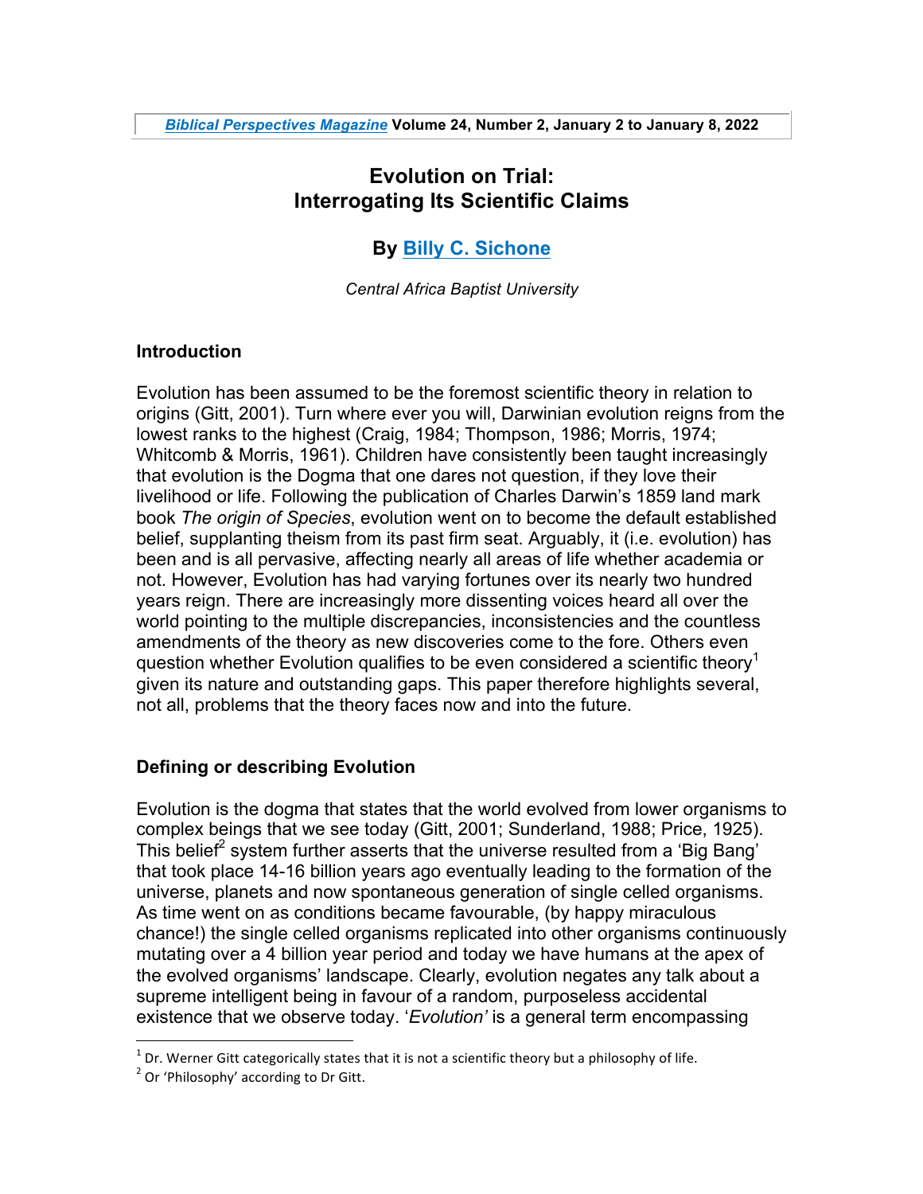# Evolution on Trial: Interrogating Its Scientific Claims

## By Billy C. Sichone

*Central Africa Baptist University*

### Introduction

Evolution has been assumed to be the foremost scientific theory in relation to origins (Gitt, 2001). Turn where ever you will, Darwinian evolution reigns from the lowest ranks to the highest (Craig, 1984; Thompson, 1986; Morris, 1974; Whitcomb & Morris, 1961). Children have consistently been taught increasingly that evolution is the Dogma that one dares not question, if they love their livelihood or life. Following the publication of Charles Darwin's 1859 land mark book *The origin of Species*, evolution went on to become the default established belief, supplanting theism from its past firm seat. Arguably, it (i.e. evolution) has been and is all pervasive, affecting nearly all areas of life whether academia or not. However, Evolution has had varying fortunes over its nearly two hundred years reign. There are increasingly more dissenting voices heard all over the world pointing to the multiple discrepancies, inconsistencies and the countless amendments of the theory as new discoveries come to the fore. Others even question whether Evolution qualifies to be even considered a scientific theory[1] given its nature and outstanding gaps. This paper therefore highlights several, not all, problems that the theory faces now and into the future.

### Defining or describing Evolution

Evolution is the dogma that states that the world evolved from lower organisms to complex beings that we see today (Gitt, 2001; Sunderland, 1988; Price, 1925). This belief[2] system further asserts that the universe resulted from a 'Big Bang' that took place 14-16 billion years ago eventually leading to the formation of the universe, planets and now spontaneous generation of single celled organisms. As time went on as conditions became favourable, (by happy miraculous chance!) the single celled organisms replicated into other organisms continuously mutating over a 4 billion year period and today we have humans at the apex of the evolved organisms' landscape. Clearly, evolution negates any talk about a supreme intelligent being in favour of a random, purposeless accidental existence that we observe today. '*Evolution*' is a general term encompassing

[1] Dr. Werner Gitt categorically states that it is not a scientific theory but a philosophy of life.

[2] Or 'Philosophy' according to Dr Gitt.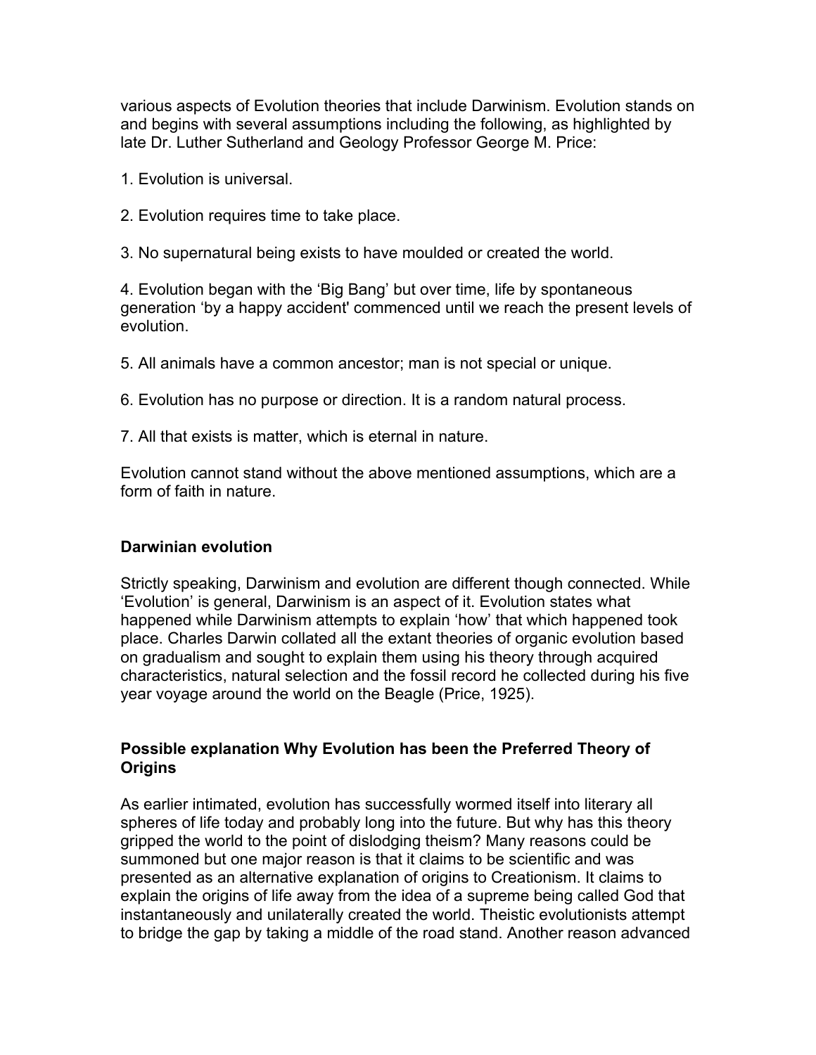various aspects of Evolution theories that include Darwinism. Evolution stands on and begins with several assumptions including the following, as highlighted by late Dr. Luther Sutherland and Geology Professor George M. Price:

1. Evolution is universal.

2. Evolution requires time to take place.

3. No supernatural being exists to have moulded or created the world.

4. Evolution began with the ‘Big Bang’ but over time, life by spontaneous generation ‘by a happy accident' commenced until we reach the present levels of evolution.

5. All animals have a common ancestor; man is not special or unique.

6. Evolution has no purpose or direction. It is a random natural process.

7. All that exists is matter, which is eternal in nature.

Evolution cannot stand without the above mentioned assumptions, which are a form of faith in nature.

### Darwinian evolution

Strictly speaking, Darwinism and evolution are different though connected. While ‘Evolution’ is general, Darwinism is an aspect of it. Evolution states what happened while Darwinism attempts to explain ‘how’ that which happened took place. Charles Darwin collated all the extant theories of organic evolution based on gradualism and sought to explain them using his theory through acquired characteristics, natural selection and the fossil record he collected during his five year voyage around the world on the Beagle (Price, 1925).

### Possible explanation Why Evolution has been the Preferred Theory of Origins

As earlier intimated, evolution has successfully wormed itself into literary all spheres of life today and probably long into the future. But why has this theory gripped the world to the point of dislodging theism? Many reasons could be summoned but one major reason is that it claims to be scientific and was presented as an alternative explanation of origins to Creationism. It claims to explain the origins of life away from the idea of a supreme being called God that instantaneously and unilaterally created the world. Theistic evolutionists attempt to bridge the gap by taking a middle of the road stand. Another reason advanced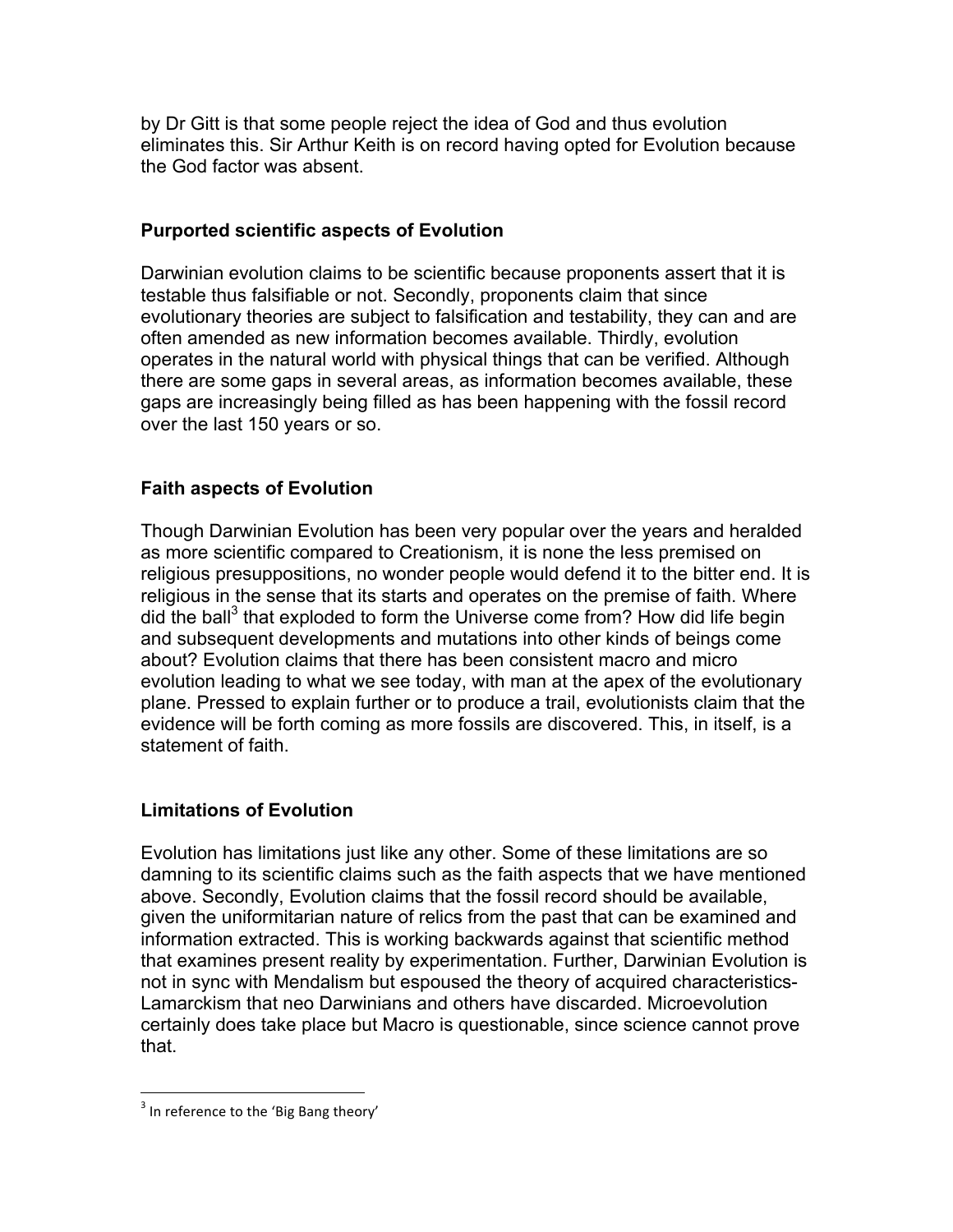by Dr Gitt is that some people reject the idea of God and thus evolution eliminates this. Sir Arthur Keith is on record having opted for Evolution because the God factor was absent.

### Purported scientific aspects of Evolution

Darwinian evolution claims to be scientific because proponents assert that it is testable thus falsifiable or not. Secondly, proponents claim that since evolutionary theories are subject to falsification and testability, they can and are often amended as new information becomes available. Thirdly, evolution operates in the natural world with physical things that can be verified. Although there are some gaps in several areas, as information becomes available, these gaps are increasingly being filled as has been happening with the fossil record over the last 150 years or so.

### Faith aspects of Evolution

Though Darwinian Evolution has been very popular over the years and heralded as more scientific compared to Creationism, it is none the less premised on religious presuppositions, no wonder people would defend it to the bitter end. It is religious in the sense that its starts and operates on the premise of faith. Where did the ball[3] that exploded to form the Universe come from? How did life begin and subsequent developments and mutations into other kinds of beings come about? Evolution claims that there has been consistent macro and micro evolution leading to what we see today, with man at the apex of the evolutionary plane. Pressed to explain further or to produce a trail, evolutionists claim that the evidence will be forth coming as more fossils are discovered. This, in itself, is a statement of faith.

### Limitations of Evolution

Evolution has limitations just like any other. Some of these limitations are so damning to its scientific claims such as the faith aspects that we have mentioned above. Secondly, Evolution claims that the fossil record should be available, given the uniformitarian nature of relics from the past that can be examined and information extracted. This is working backwards against that scientific method that examines present reality by experimentation. Further, Darwinian Evolution is not in sync with Mendalism but espoused the theory of acquired characteristics-Lamarckism that neo Darwinians and others have discarded. Microevolution certainly does take place but Macro is questionable, since science cannot prove that.

---

[3] In reference to the 'Big Bang theory'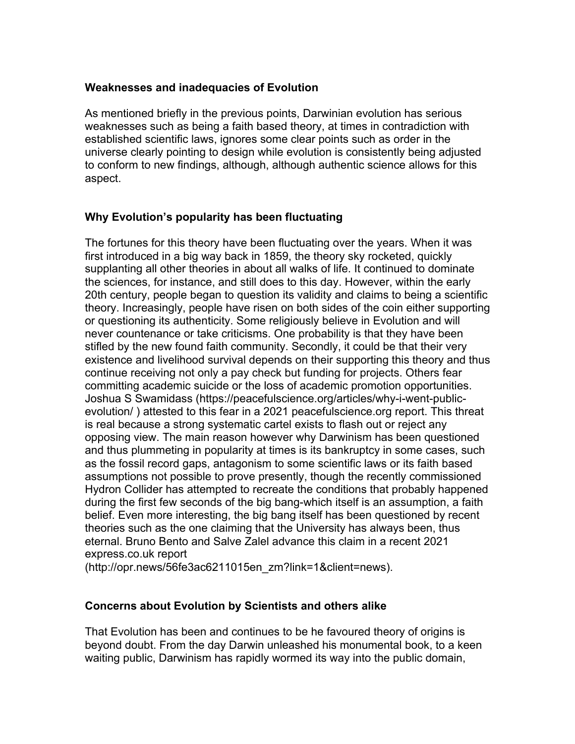### Weaknesses and inadequacies of Evolution

As mentioned briefly in the previous points, Darwinian evolution has serious weaknesses such as being a faith based theory, at times in contradiction with established scientific laws, ignores some clear points such as order in the universe clearly pointing to design while evolution is consistently being adjusted to conform to new findings, although, although authentic science allows for this aspect.

### Why Evolution's popularity has been fluctuating

The fortunes for this theory have been fluctuating over the years. When it was first introduced in a big way back in 1859, the theory sky rocketed, quickly supplanting all other theories in about all walks of life. It continued to dominate the sciences, for instance, and still does to this day. However, within the early 20th century, people began to question its validity and claims to being a scientific theory. Increasingly, people have risen on both sides of the coin either supporting or questioning its authenticity. Some religiously believe in Evolution and will never countenance or take criticisms. One probability is that they have been stifled by the new found faith community. Secondly, it could be that their very existence and livelihood survival depends on their supporting this theory and thus continue receiving not only a pay check but funding for projects. Others fear committing academic suicide or the loss of academic promotion opportunities. Joshua S Swamidass (https://peacefulscience.org/articles/why-i-went-public-evolution/ ) attested to this fear in a 2021 peacefulscience.org report. This threat is real because a strong systematic cartel exists to flash out or reject any opposing view. The main reason however why Darwinism has been questioned and thus plummeting in popularity at times is its bankruptcy in some cases, such as the fossil record gaps, antagonism to some scientific laws or its faith based assumptions not possible to prove presently, though the recently commissioned Hydron Collider has attempted to recreate the conditions that probably happened during the first few seconds of the big bang-which itself is an assumption, a faith belief. Even more interesting, the big bang itself has been questioned by recent theories such as the one claiming that the University has always been, thus eternal. Bruno Bento and Salve Zalel advance this claim in a recent 2021 express.co.uk report (http://opr.news/56fe3ac6211015en_zm?link=1&client=news).

### Concerns about Evolution by Scientists and others alike

That Evolution has been and continues to be he favoured theory of origins is beyond doubt. From the day Darwin unleashed his monumental book, to a keen waiting public, Darwinism has rapidly wormed its way into the public domain,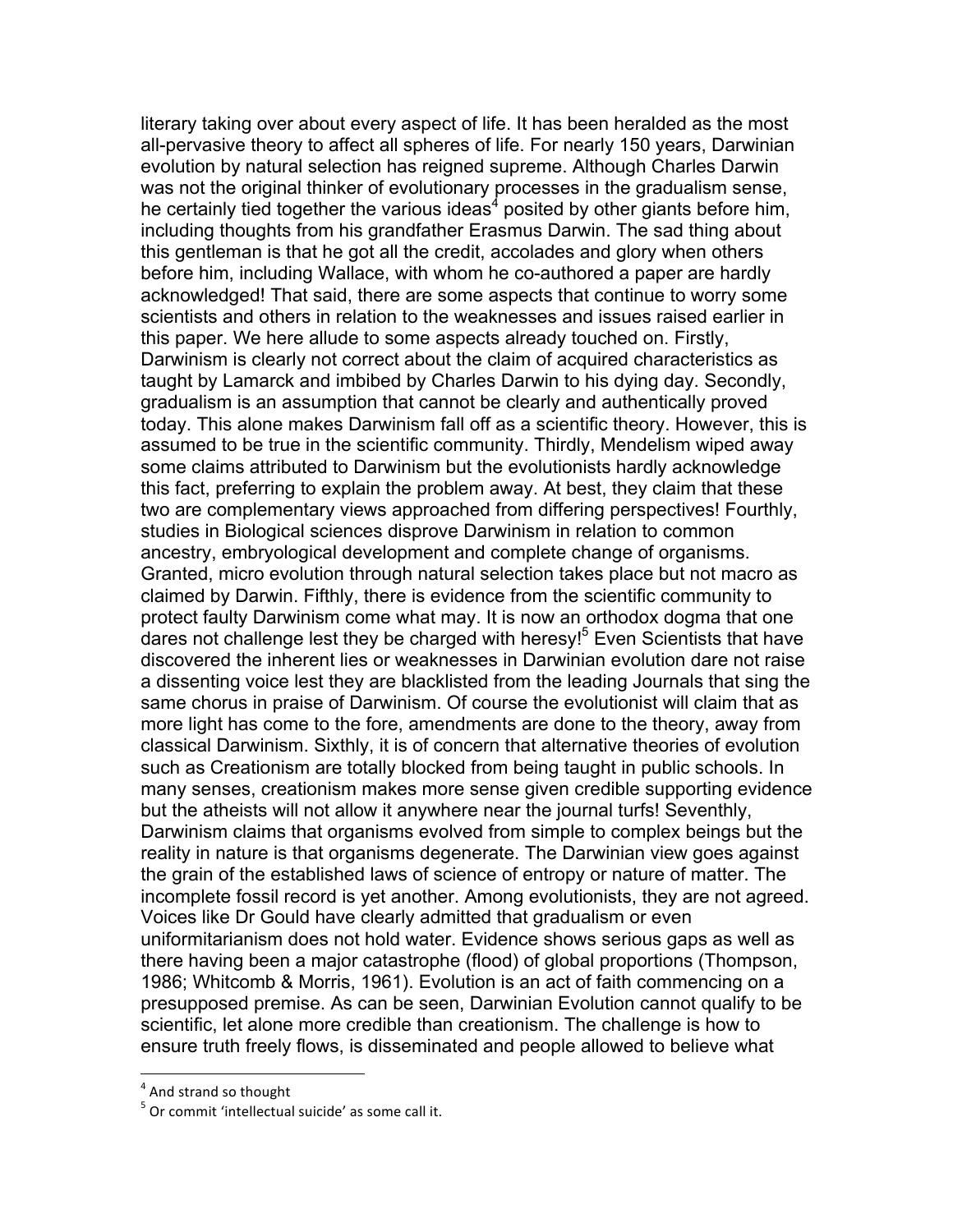literary taking over about every aspect of life. It has been heralded as the most all-pervasive theory to affect all spheres of life. For nearly 150 years, Darwinian evolution by natural selection has reigned supreme. Although Charles Darwin was not the original thinker of evolutionary processes in the gradualism sense, he certainly tied together the various ideas[4] posited by other giants before him, including thoughts from his grandfather Erasmus Darwin. The sad thing about this gentleman is that he got all the credit, accolades and glory when others before him, including Wallace, with whom he co-authored a paper are hardly acknowledged! That said, there are some aspects that continue to worry some scientists and others in relation to the weaknesses and issues raised earlier in this paper. We here allude to some aspects already touched on. Firstly, Darwinism is clearly not correct about the claim of acquired characteristics as taught by Lamarck and imbibed by Charles Darwin to his dying day. Secondly, gradualism is an assumption that cannot be clearly and authentically proved today. This alone makes Darwinism fall off as a scientific theory. However, this is assumed to be true in the scientific community. Thirdly, Mendelism wiped away some claims attributed to Darwinism but the evolutionists hardly acknowledge this fact, preferring to explain the problem away. At best, they claim that these two are complementary views approached from differing perspectives! Fourthly, studies in Biological sciences disprove Darwinism in relation to common ancestry, embryological development and complete change of organisms. Granted, micro evolution through natural selection takes place but not macro as claimed by Darwin. Fifthly, there is evidence from the scientific community to protect faulty Darwinism come what may. It is now an orthodox dogma that one dares not challenge lest they be charged with heresy![5] Even Scientists that have discovered the inherent lies or weaknesses in Darwinian evolution dare not raise a dissenting voice lest they are blacklisted from the leading Journals that sing the same chorus in praise of Darwinism. Of course the evolutionist will claim that as more light has come to the fore, amendments are done to the theory, away from classical Darwinism. Sixthly, it is of concern that alternative theories of evolution such as Creationism are totally blocked from being taught in public schools. In many senses, creationism makes more sense given credible supporting evidence but the atheists will not allow it anywhere near the journal turfs! Seventhly, Darwinism claims that organisms evolved from simple to complex beings but the reality in nature is that organisms degenerate. The Darwinian view goes against the grain of the established laws of science of entropy or nature of matter. The incomplete fossil record is yet another. Among evolutionists, they are not agreed. Voices like Dr Gould have clearly admitted that gradualism or even uniformitarianism does not hold water. Evidence shows serious gaps as well as there having been a major catastrophe (flood) of global proportions (Thompson, 1986; Whitcomb & Morris, 1961). Evolution is an act of faith commencing on a presupposed premise. As can be seen, Darwinian Evolution cannot qualify to be scientific, let alone more credible than creationism. The challenge is how to ensure truth freely flows, is disseminated and people allowed to believe what

---

[4] And strand so thought

[5] Or commit 'intellectual suicide' as some call it.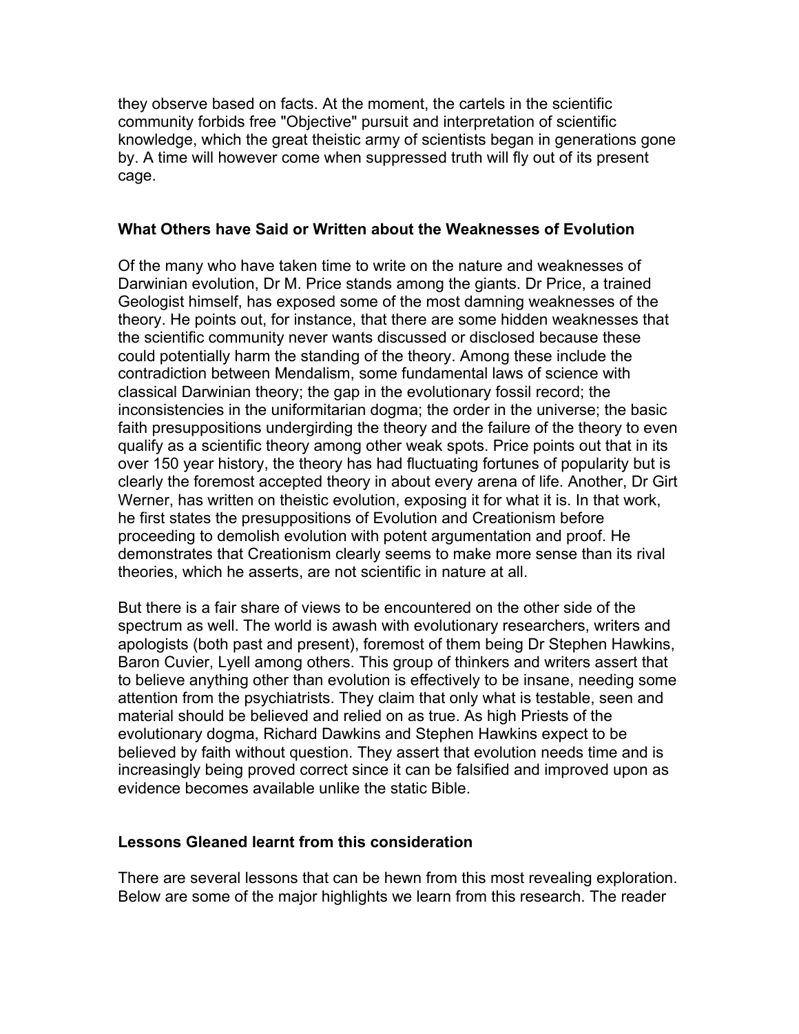they observe based on facts. At the moment, the cartels in the scientific community forbids free "Objective" pursuit and interpretation of scientific knowledge, which the great theistic army of scientists began in generations gone by. A time will however come when suppressed truth will fly out of its present cage.

### What Others have Said or Written about the Weaknesses of Evolution

Of the many who have taken time to write on the nature and weaknesses of Darwinian evolution, Dr M. Price stands among the giants. Dr Price, a trained Geologist himself, has exposed some of the most damning weaknesses of the theory. He points out, for instance, that there are some hidden weaknesses that the scientific community never wants discussed or disclosed because these could potentially harm the standing of the theory. Among these include the contradiction between Mendalism, some fundamental laws of science with classical Darwinian theory; the gap in the evolutionary fossil record; the inconsistencies in the uniformitarian dogma; the order in the universe; the basic faith presuppositions undergirding the theory and the failure of the theory to even qualify as a scientific theory among other weak spots. Price points out that in its over 150 year history, the theory has had fluctuating fortunes of popularity but is clearly the foremost accepted theory in about every arena of life. Another, Dr Girt Werner, has written on theistic evolution, exposing it for what it is. In that work, he first states the presuppositions of Evolution and Creationism before proceeding to demolish evolution with potent argumentation and proof. He demonstrates that Creationism clearly seems to make more sense than its rival theories, which he asserts, are not scientific in nature at all.

But there is a fair share of views to be encountered on the other side of the spectrum as well. The world is awash with evolutionary researchers, writers and apologists (both past and present), foremost of them being Dr Stephen Hawkins, Baron Cuvier, Lyell among others. This group of thinkers and writers assert that to believe anything other than evolution is effectively to be insane, needing some attention from the psychiatrists. They claim that only what is testable, seen and material should be believed and relied on as true. As high Priests of the evolutionary dogma, Richard Dawkins and Stephen Hawkins expect to be believed by faith without question. They assert that evolution needs time and is increasingly being proved correct since it can be falsified and improved upon as evidence becomes available unlike the static Bible.

### Lessons Gleaned learnt from this consideration

There are several lessons that can be hewn from this most revealing exploration. Below are some of the major highlights we learn from this research. The reader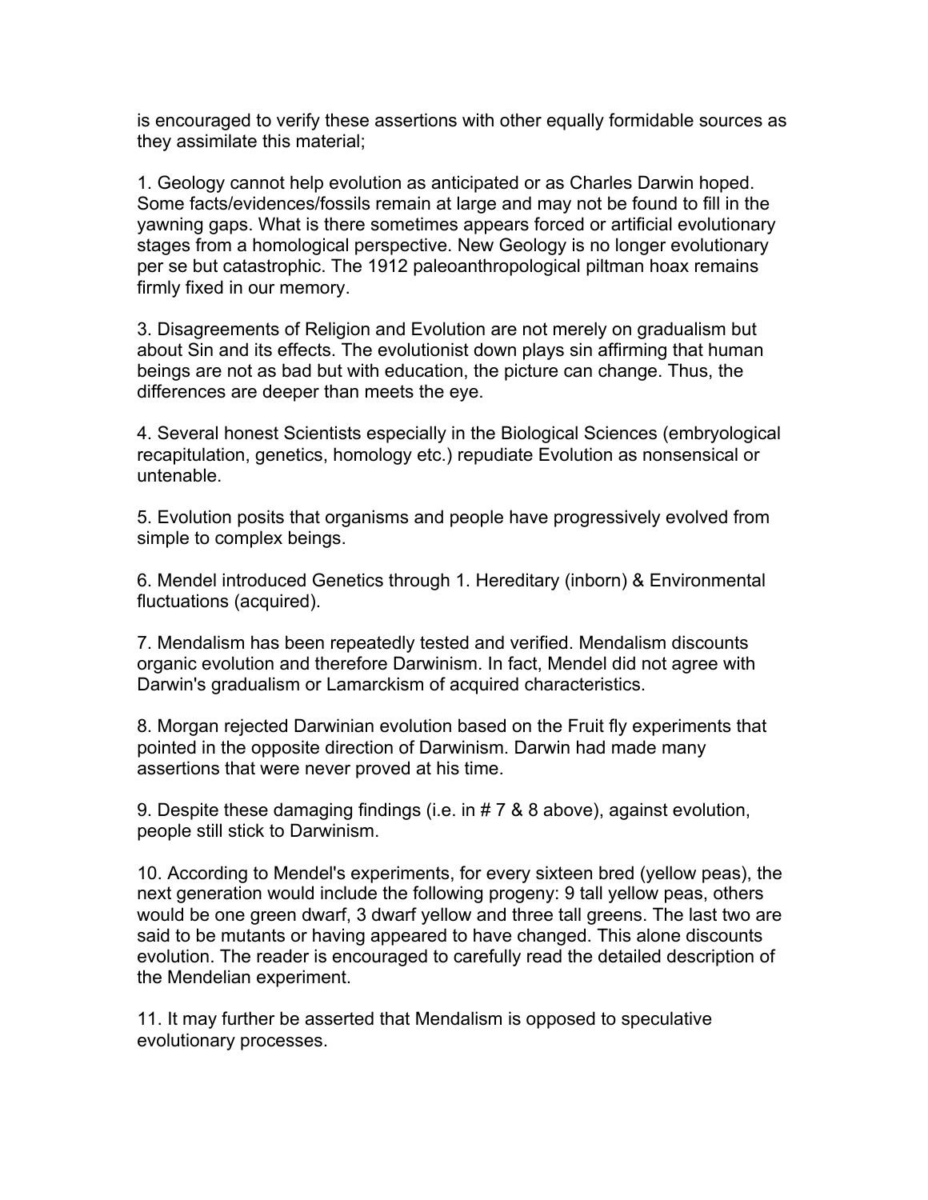is encouraged to verify these assertions with other equally formidable sources as they assimilate this material;

1. Geology cannot help evolution as anticipated or as Charles Darwin hoped. Some facts/evidences/fossils remain at large and may not be found to fill in the yawning gaps. What is there sometimes appears forced or artificial evolutionary stages from a homological perspective. New Geology is no longer evolutionary per se but catastrophic. The 1912 paleoanthropological piltman hoax remains firmly fixed in our memory.

3. Disagreements of Religion and Evolution are not merely on gradualism but about Sin and its effects. The evolutionist down plays sin affirming that human beings are not as bad but with education, the picture can change. Thus, the differences are deeper than meets the eye.

4. Several honest Scientists especially in the Biological Sciences (embryological recapitulation, genetics, homology etc.) repudiate Evolution as nonsensical or untenable.

5. Evolution posits that organisms and people have progressively evolved from simple to complex beings.

6. Mendel introduced Genetics through 1. Hereditary (inborn) & Environmental fluctuations (acquired).

7. Mendalism has been repeatedly tested and verified. Mendalism discounts organic evolution and therefore Darwinism. In fact, Mendel did not agree with Darwin's gradualism or Lamarckism of acquired characteristics.

8. Morgan rejected Darwinian evolution based on the Fruit fly experiments that pointed in the opposite direction of Darwinism. Darwin had made many assertions that were never proved at his time.

9. Despite these damaging findings (i.e. in # 7 & 8 above), against evolution, people still stick to Darwinism.

10. According to Mendel's experiments, for every sixteen bred (yellow peas), the next generation would include the following progeny: 9 tall yellow peas, others would be one green dwarf, 3 dwarf yellow and three tall greens. The last two are said to be mutants or having appeared to have changed. This alone discounts evolution. The reader is encouraged to carefully read the detailed description of the Mendelian experiment.

11. It may further be asserted that Mendalism is opposed to speculative evolutionary processes.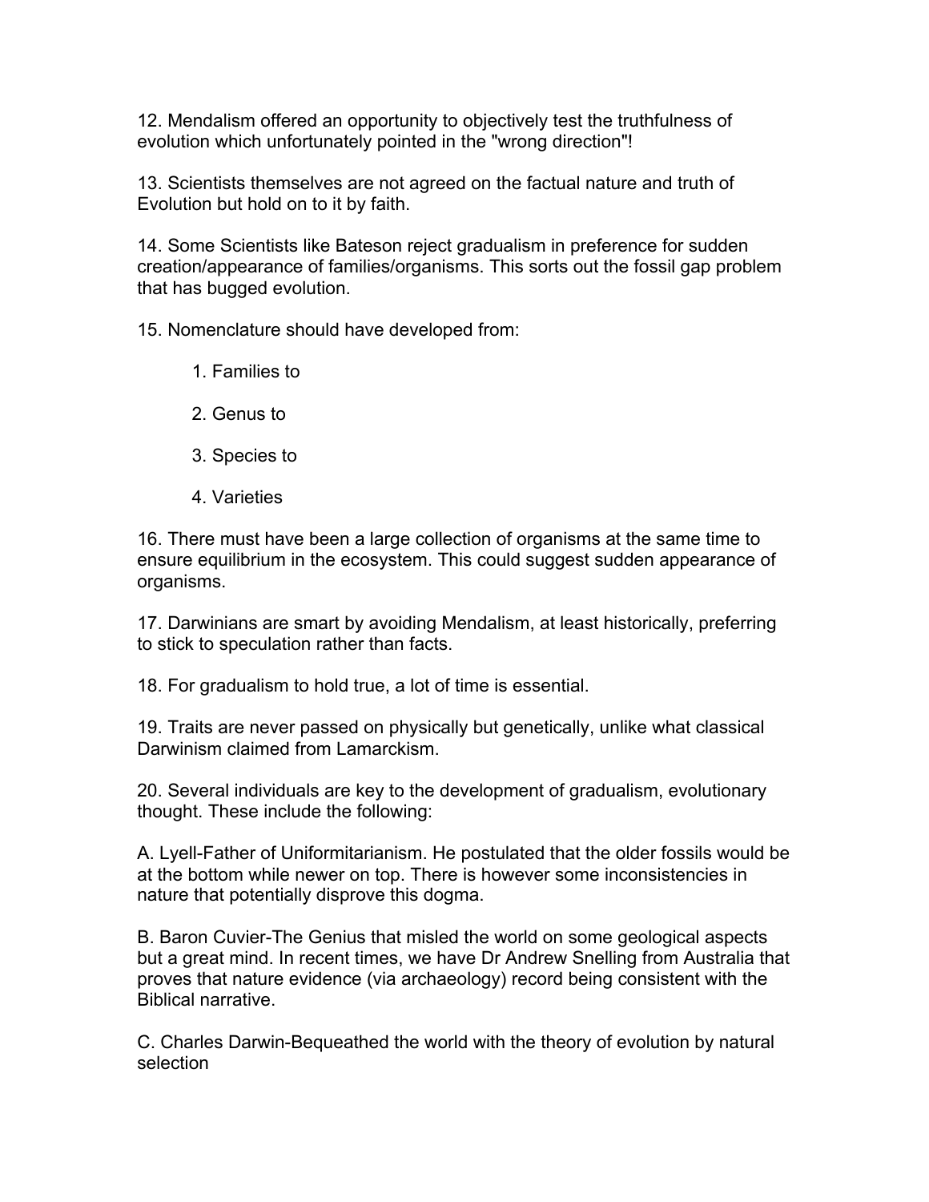12. Mendalism offered an opportunity to objectively test the truthfulness of evolution which unfortunately pointed in the "wrong direction"!

13. Scientists themselves are not agreed on the factual nature and truth of Evolution but hold on to it by faith.

14. Some Scientists like Bateson reject gradualism in preference for sudden creation/appearance of families/organisms. This sorts out the fossil gap problem that has bugged evolution.

15. Nomenclature should have developed from:

    1. Families to

    2. Genus to

    3. Species to

    4. Varieties

16. There must have been a large collection of organisms at the same time to ensure equilibrium in the ecosystem. This could suggest sudden appearance of organisms.

17. Darwinians are smart by avoiding Mendalism, at least historically, preferring to stick to speculation rather than facts.

18. For gradualism to hold true, a lot of time is essential.

19. Traits are never passed on physically but genetically, unlike what classical Darwinism claimed from Lamarckism.

20. Several individuals are key to the development of gradualism, evolutionary thought. These include the following:

A. Lyell-Father of Uniformitarianism. He postulated that the older fossils would be at the bottom while newer on top. There is however some inconsistencies in nature that potentially disprove this dogma.

B. Baron Cuvier-The Genius that misled the world on some geological aspects but a great mind. In recent times, we have Dr Andrew Snelling from Australia that proves that nature evidence (via archaeology) record being consistent with the Biblical narrative.

C. Charles Darwin-Bequeathed the world with the theory of evolution by natural selection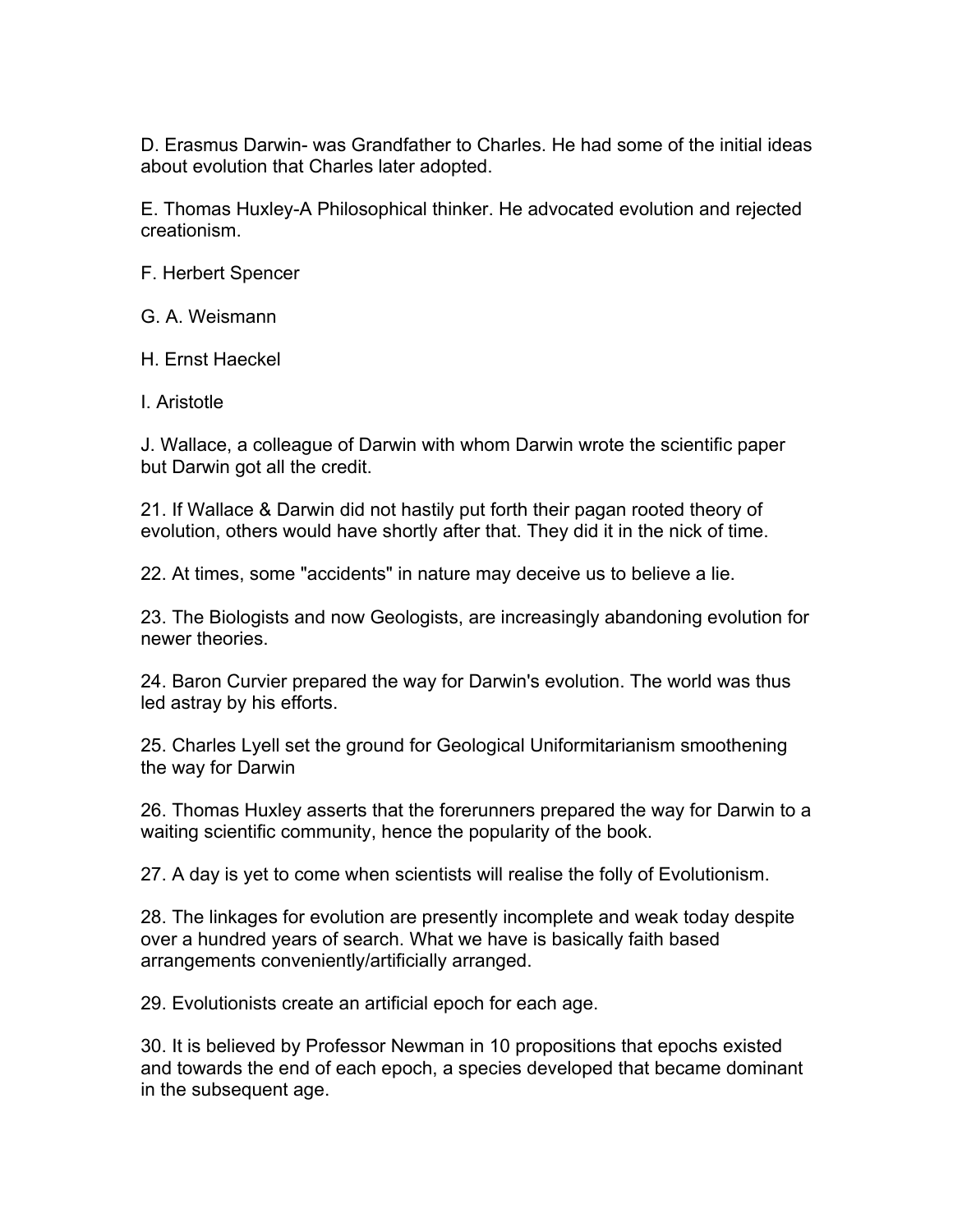D. Erasmus Darwin- was Grandfather to Charles. He had some of the initial ideas about evolution that Charles later adopted.

E. Thomas Huxley-A Philosophical thinker. He advocated evolution and rejected creationism.

F. Herbert Spencer

G. A. Weismann

H. Ernst Haeckel

I. Aristotle

J. Wallace, a colleague of Darwin with whom Darwin wrote the scientific paper but Darwin got all the credit.

21. If Wallace & Darwin did not hastily put forth their pagan rooted theory of evolution, others would have shortly after that. They did it in the nick of time.

22. At times, some "accidents" in nature may deceive us to believe a lie.

23. The Biologists and now Geologists, are increasingly abandoning evolution for newer theories.

24. Baron Curvier prepared the way for Darwin's evolution. The world was thus led astray by his efforts.

25. Charles Lyell set the ground for Geological Uniformitarianism smoothening the way for Darwin

26. Thomas Huxley asserts that the forerunners prepared the way for Darwin to a waiting scientific community, hence the popularity of the book.

27. A day is yet to come when scientists will realise the folly of Evolutionism.

28. The linkages for evolution are presently incomplete and weak today despite over a hundred years of search. What we have is basically faith based arrangements conveniently/artificially arranged.

29. Evolutionists create an artificial epoch for each age.

30. It is believed by Professor Newman in 10 propositions that epochs existed and towards the end of each epoch, a species developed that became dominant in the subsequent age.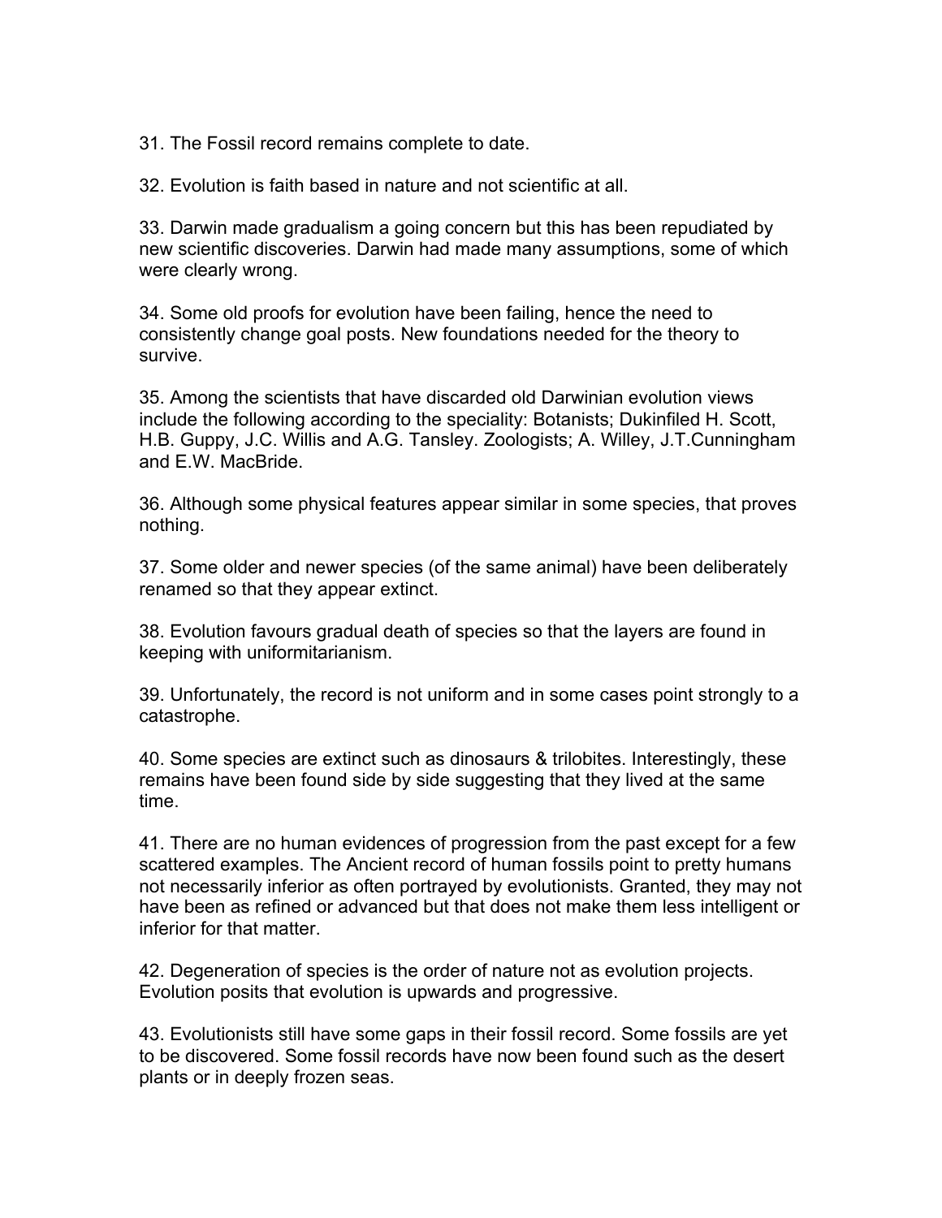31. The Fossil record remains complete to date.

32. Evolution is faith based in nature and not scientific at all.

33. Darwin made gradualism a going concern but this has been repudiated by new scientific discoveries. Darwin had made many assumptions, some of which were clearly wrong.

34. Some old proofs for evolution have been failing, hence the need to consistently change goal posts. New foundations needed for the theory to survive.

35. Among the scientists that have discarded old Darwinian evolution views include the following according to the speciality: Botanists; Dukinfiled H. Scott, H.B. Guppy, J.C. Willis and A.G. Tansley. Zoologists; A. Willey, J.T.Cunningham and E.W. MacBride.

36. Although some physical features appear similar in some species, that proves nothing.

37. Some older and newer species (of the same animal) have been deliberately renamed so that they appear extinct.

38. Evolution favours gradual death of species so that the layers are found in keeping with uniformitarianism.

39. Unfortunately, the record is not uniform and in some cases point strongly to a catastrophe.

40. Some species are extinct such as dinosaurs & trilobites. Interestingly, these remains have been found side by side suggesting that they lived at the same time.

41. There are no human evidences of progression from the past except for a few scattered examples. The Ancient record of human fossils point to pretty humans not necessarily inferior as often portrayed by evolutionists. Granted, they may not have been as refined or advanced but that does not make them less intelligent or inferior for that matter.

42. Degeneration of species is the order of nature not as evolution projects. Evolution posits that evolution is upwards and progressive.

43. Evolutionists still have some gaps in their fossil record. Some fossils are yet to be discovered. Some fossil records have now been found such as the desert plants or in deeply frozen seas.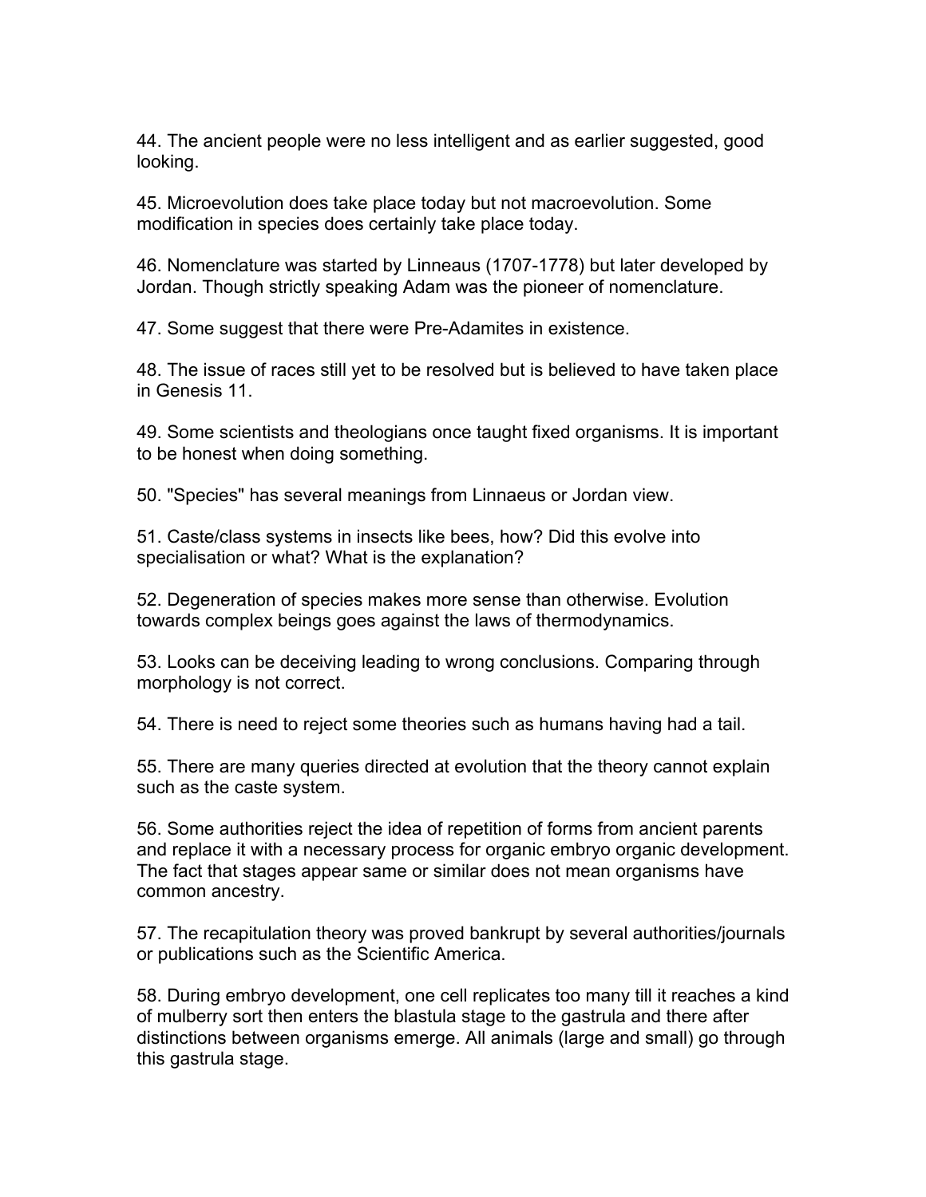44. The ancient people were no less intelligent and as earlier suggested, good looking.

45. Microevolution does take place today but not macroevolution. Some modification in species does certainly take place today.

46. Nomenclature was started by Linneaus (1707-1778) but later developed by Jordan. Though strictly speaking Adam was the pioneer of nomenclature.

47. Some suggest that there were Pre-Adamites in existence.

48. The issue of races still yet to be resolved but is believed to have taken place in Genesis 11.

49. Some scientists and theologians once taught fixed organisms. It is important to be honest when doing something.

50. "Species" has several meanings from Linnaeus or Jordan view.

51. Caste/class systems in insects like bees, how? Did this evolve into specialisation or what? What is the explanation?

52. Degeneration of species makes more sense than otherwise. Evolution towards complex beings goes against the laws of thermodynamics.

53. Looks can be deceiving leading to wrong conclusions. Comparing through morphology is not correct.

54. There is need to reject some theories such as humans having had a tail.

55. There are many queries directed at evolution that the theory cannot explain such as the caste system.

56. Some authorities reject the idea of repetition of forms from ancient parents and replace it with a necessary process for organic embryo organic development. The fact that stages appear same or similar does not mean organisms have common ancestry.

57. The recapitulation theory was proved bankrupt by several authorities/journals or publications such as the Scientific America.

58. During embryo development, one cell replicates too many till it reaches a kind of mulberry sort then enters the blastula stage to the gastrula and there after distinctions between organisms emerge. All animals (large and small) go through this gastrula stage.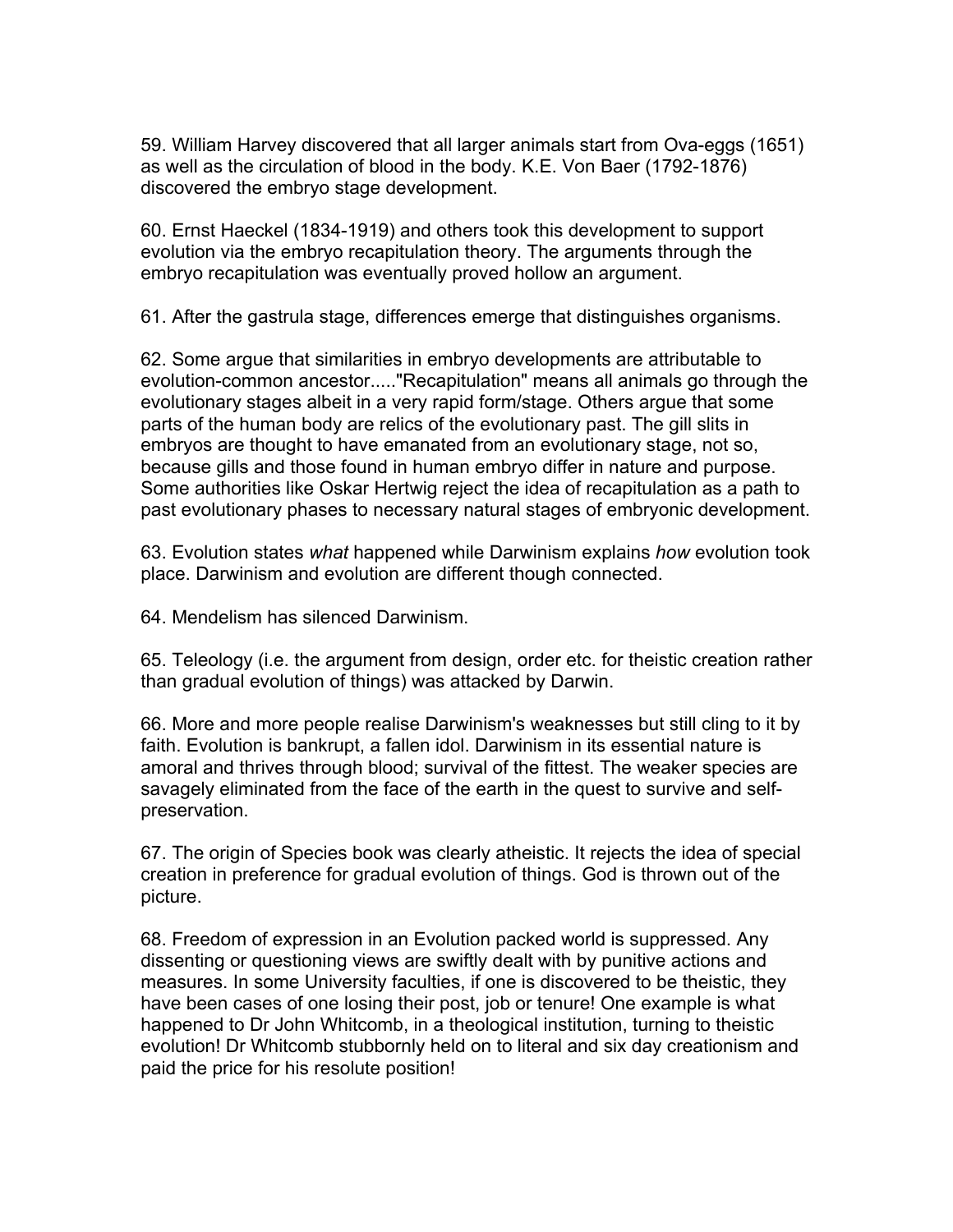59. William Harvey discovered that all larger animals start from Ova-eggs (1651) as well as the circulation of blood in the body. K.E. Von Baer (1792-1876) discovered the embryo stage development.

60. Ernst Haeckel (1834-1919) and others took this development to support evolution via the embryo recapitulation theory. The arguments through the embryo recapitulation was eventually proved hollow an argument.

61. After the gastrula stage, differences emerge that distinguishes organisms.

62. Some argue that similarities in embryo developments are attributable to evolution-common ancestor....."Recapitulation" means all animals go through the evolutionary stages albeit in a very rapid form/stage. Others argue that some parts of the human body are relics of the evolutionary past. The gill slits in embryos are thought to have emanated from an evolutionary stage, not so, because gills and those found in human embryo differ in nature and purpose. Some authorities like Oskar Hertwig reject the idea of recapitulation as a path to past evolutionary phases to necessary natural stages of embryonic development.

63. Evolution states *what* happened while Darwinism explains *how* evolution took place. Darwinism and evolution are different though connected.

64. Mendelism has silenced Darwinism.

65. Teleology (i.e. the argument from design, order etc. for theistic creation rather than gradual evolution of things) was attacked by Darwin.

66. More and more people realise Darwinism's weaknesses but still cling to it by faith. Evolution is bankrupt, a fallen idol. Darwinism in its essential nature is amoral and thrives through blood; survival of the fittest. The weaker species are savagely eliminated from the face of the earth in the quest to survive and self-preservation.

67. The origin of Species book was clearly atheistic. It rejects the idea of special creation in preference for gradual evolution of things. God is thrown out of the picture.

68. Freedom of expression in an Evolution packed world is suppressed. Any dissenting or questioning views are swiftly dealt with by punitive actions and measures. In some University faculties, if one is discovered to be theistic, they have been cases of one losing their post, job or tenure! One example is what happened to Dr John Whitcomb, in a theological institution, turning to theistic evolution! Dr Whitcomb stubbornly held on to literal and six day creationism and paid the price for his resolute position!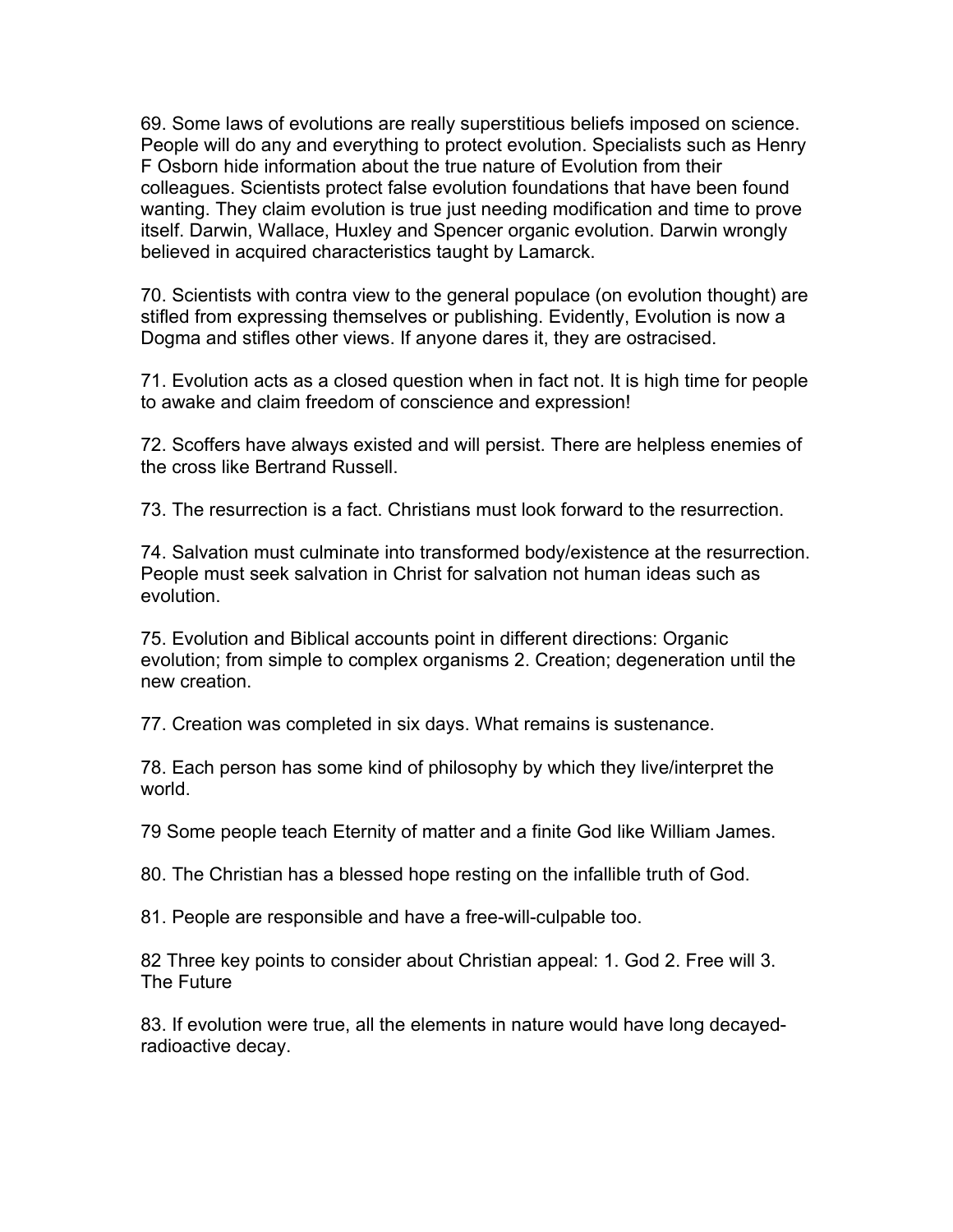69. Some laws of evolutions are really superstitious beliefs imposed on science. People will do any and everything to protect evolution. Specialists such as Henry F Osborn hide information about the true nature of Evolution from their colleagues. Scientists protect false evolution foundations that have been found wanting. They claim evolution is true just needing modification and time to prove itself. Darwin, Wallace, Huxley and Spencer organic evolution. Darwin wrongly believed in acquired characteristics taught by Lamarck.

70. Scientists with contra view to the general populace (on evolution thought) are stifled from expressing themselves or publishing. Evidently, Evolution is now a Dogma and stifles other views. If anyone dares it, they are ostracised.

71. Evolution acts as a closed question when in fact not. It is high time for people to awake and claim freedom of conscience and expression!

72. Scoffers have always existed and will persist. There are helpless enemies of the cross like Bertrand Russell.

73. The resurrection is a fact. Christians must look forward to the resurrection.

74. Salvation must culminate into transformed body/existence at the resurrection. People must seek salvation in Christ for salvation not human ideas such as evolution.

75. Evolution and Biblical accounts point in different directions: Organic evolution; from simple to complex organisms 2. Creation; degeneration until the new creation.

77. Creation was completed in six days. What remains is sustenance.

78. Each person has some kind of philosophy by which they live/interpret the world.

79 Some people teach Eternity of matter and a finite God like William James.

80. The Christian has a blessed hope resting on the infallible truth of God.

81. People are responsible and have a free-will-culpable too.

82 Three key points to consider about Christian appeal: 1. God 2. Free will 3. The Future

83. If evolution were true, all the elements in nature would have long decayed- radioactive decay.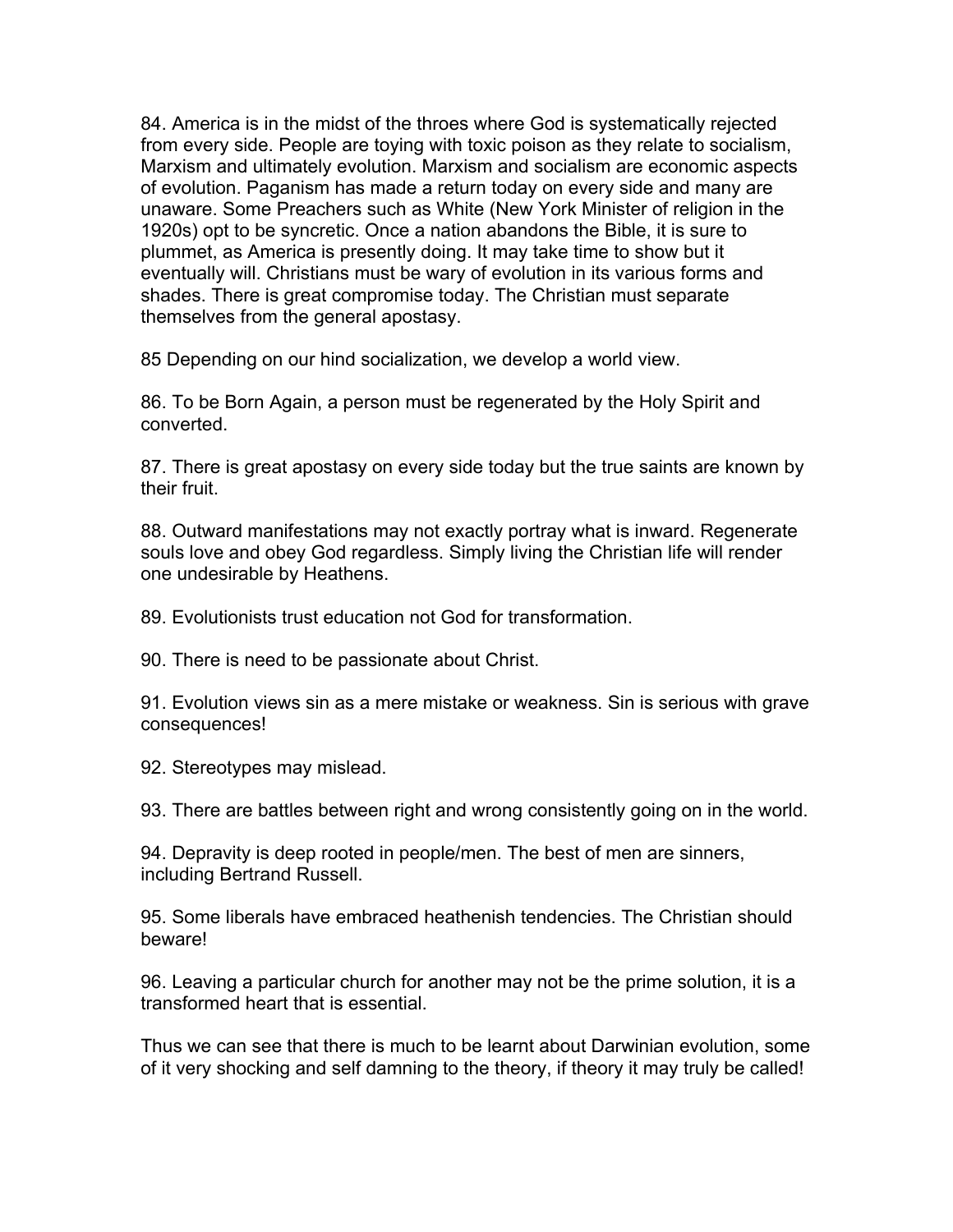84. America is in the midst of the throes where God is systematically rejected from every side. People are toying with toxic poison as they relate to socialism, Marxism and ultimately evolution. Marxism and socialism are economic aspects of evolution. Paganism has made a return today on every side and many are unaware. Some Preachers such as White (New York Minister of religion in the 1920s) opt to be syncretic. Once a nation abandons the Bible, it is sure to plummet, as America is presently doing. It may take time to show but it eventually will. Christians must be wary of evolution in its various forms and shades. There is great compromise today. The Christian must separate themselves from the general apostasy.

85 Depending on our hind socialization, we develop a world view.

86. To be Born Again, a person must be regenerated by the Holy Spirit and converted.

87. There is great apostasy on every side today but the true saints are known by their fruit.

88. Outward manifestations may not exactly portray what is inward. Regenerate souls love and obey God regardless. Simply living the Christian life will render one undesirable by Heathens.

89. Evolutionists trust education not God for transformation.

90. There is need to be passionate about Christ.

91. Evolution views sin as a mere mistake or weakness. Sin is serious with grave consequences!

92. Stereotypes may mislead.

93. There are battles between right and wrong consistently going on in the world.

94. Depravity is deep rooted in people/men. The best of men are sinners, including Bertrand Russell.

95. Some liberals have embraced heathenish tendencies. The Christian should beware!

96. Leaving a particular church for another may not be the prime solution, it is a transformed heart that is essential.

Thus we can see that there is much to be learnt about Darwinian evolution, some of it very shocking and self damning to the theory, if theory it may truly be called!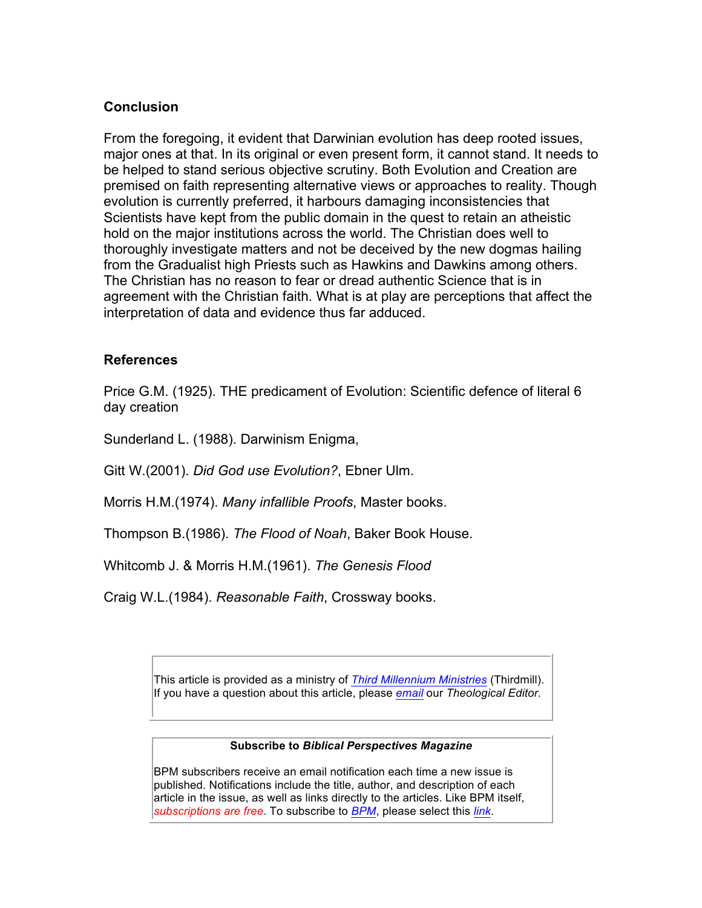**Conclusion**

From the foregoing, it evident that Darwinian evolution has deep rooted issues, major ones at that. In its original or even present form, it cannot stand. It needs to be helped to stand serious objective scrutiny. Both Evolution and Creation are premised on faith representing alternative views or approaches to reality. Though evolution is currently preferred, it harbours damaging inconsistencies that Scientists have kept from the public domain in the quest to retain an atheistic hold on the major institutions across the world. The Christian does well to thoroughly investigate matters and not be deceived by the new dogmas hailing from the Gradualist high Priests such as Hawkins and Dawkins among others. The Christian has no reason to fear or dread authentic Science that is in agreement with the Christian faith. What is at play are perceptions that affect the interpretation of data and evidence thus far adduced.

**References**

Price G.M. (1925). THE predicament of Evolution: Scientific defence of literal 6 day creation

Sunderland L. (1988). Darwinism Enigma,

Gitt W.(2001). *Did God use Evolution?*, Ebner Ulm.

Morris H.M.(1974). *Many infallible Proofs*, Master books.

Thompson B.(1986). *The Flood of Noah*, Baker Book House.

Whitcomb J. & Morris H.M.(1961). *The Genesis Flood*

Craig W.L.(1984). *Reasonable Faith*, Crossway books.

This article is provided as a ministry of *Third Millennium Ministries* (Thirdmill). If you have a question about this article, please *email* our *Theological Editor*.

**Subscribe to *Biblical Perspectives Magazine***

BPM subscribers receive an email notification each time a new issue is published. Notifications include the title, author, and description of each article in the issue, as well as links directly to the articles. Like BPM itself, *subscriptions are free*. To subscribe to *BPM*, please select this *link*.